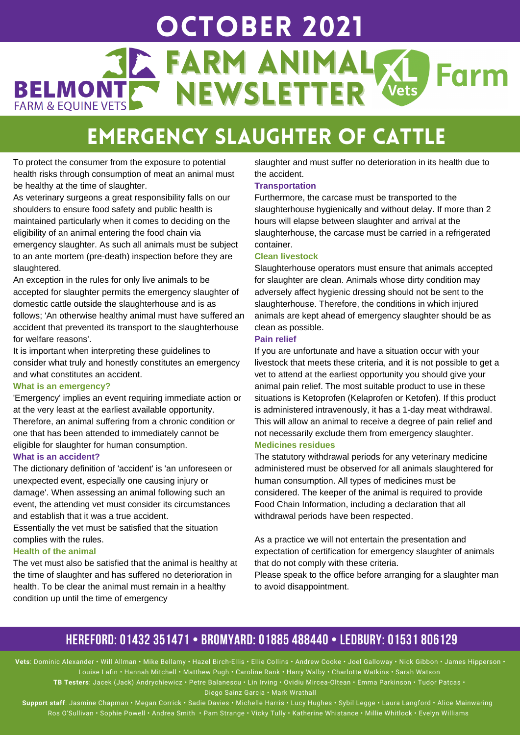# OCTOBER 2021

# BELMONT FARM & EQUINE VETS — FARM ANIMAL NEWSLETTER — XL Vets Farm

## EMERGENCY SLAUGHTER OF CATTLE

To protect the consumer from the exposure to potential health risks through consumption of meat an animal must be healthy at the time of slaughter.

As veterinary surgeons a great responsibility falls on our shoulders to ensure food safety and public health is maintained particularly when it comes to deciding on the eligibility of an animal entering the food chain via emergency slaughter. As such all animals must be subject to an ante mortem (pre-death) inspection before they are slaughtered.

An exception in the rules for only live animals to be accepted for slaughter permits the emergency slaughter of domestic cattle outside the slaughterhouse and is as follows; 'An otherwise healthy animal must have suffered an accident that prevented its transport to the slaughterhouse for welfare reasons'.

It is important when interpreting these guidelines to consider what truly and honestly constitutes an emergency and what constitutes an accident.

### What is an emergency?

'Emergency' implies an event requiring immediate action or at the very least at the earliest available opportunity. Therefore, an animal suffering from a chronic condition or one that has been attended to immediately cannot be eligible for slaughter for human consumption.

### What is an accident?

The dictionary definition of 'accident' is 'an unforeseen or unexpected event, especially one causing injury or damage'. When assessing an animal following such an event, the attending vet must consider its circumstances and establish that it was a true accident.

Essentially the vet must be satisfied that the situation complies with the rules.

### Health of the animal

The vet must also be satisfied that the animal is healthy at the time of slaughter and has suffered no deterioration in health. To be clear the animal must remain in a healthy condition up until the time of emergency slaughter and must suffer no deterioration in its health due to the accident.

### Transportation

Furthermore, the carcase must be transported to the slaughterhouse hygienically and without delay. If more than 2 hours will elapse between slaughter and arrival at the slaughterhouse, the carcase must be carried in a refrigerated container.

### Clean livestock

Slaughterhouse operators must ensure that animals accepted for slaughter are clean. Animals whose dirty condition may adversely affect hygienic dressing should not be sent to the slaughterhouse. Therefore, the conditions in which injured animals are kept ahead of emergency slaughter should be as clean as possible.

### Pain relief

If you are unfortunate and have a situation occur with your livestock that meets these criteria, and it is not possible to get a vet to attend at the earliest opportunity you should give your animal pain relief. The most suitable product to use in these situations is Ketoprofen (Kelaprofen or Ketofen). If this product is administered intravenously, it has a 1-day meat withdrawal. This will allow an animal to receive a degree of pain relief and not necessarily exclude them from emergency slaughter.

### Medicines residues

The statutory withdrawal periods for any veterinary medicine administered must be observed for all animals slaughtered for human consumption. All types of medicines must be considered. The keeper of the animal is required to provide Food Chain Information, including a declaration that all withdrawal periods have been respected.

As a practice we will not entertain the presentation and expectation of certification for emergency slaughter of animals that do not comply with these criteria.

Please speak to the office before arranging for a slaughter man to avoid disappointment.

**HEREFORD: 01432 351471 • BROMYARD: 01885 488440 • LEDBURY: 01531 806129**

**Vets**: Dominic Alexander • Will Allman • Mike Bellamy • Hazel Birch-Ellis • Ellie Collins • Andrew Cooke • Joel Galloway • Nick Gibbon • James Hipperson • Louise Lafin • Hannah Mitchell • Matthew Pugh • Caroline Rank • Harry Walby • Charlotte Watkins • Sarah Watson

**TB Testers**: Jacek (Jack) Andrychiewicz • Petre Balanescu • Lin Irving • Ovidiu Mircea-Oltean • Emma Parkinson • Tudor Patcas • Diego Sainz Garcia • Mark Wrathall

**Support staff**: Jasmine Chapman • Megan Corrick • Sadie Davies • Michelle Harris • Lucy Hughes • Sybil Legge • Laura Langford • Alice Mainwaring Ros O'Sullivan • Sophie Powell • Andrea Smith • Pam Strange • Vicky Tully • Katherine Whistance • Millie Whitlock • Evelyn Williams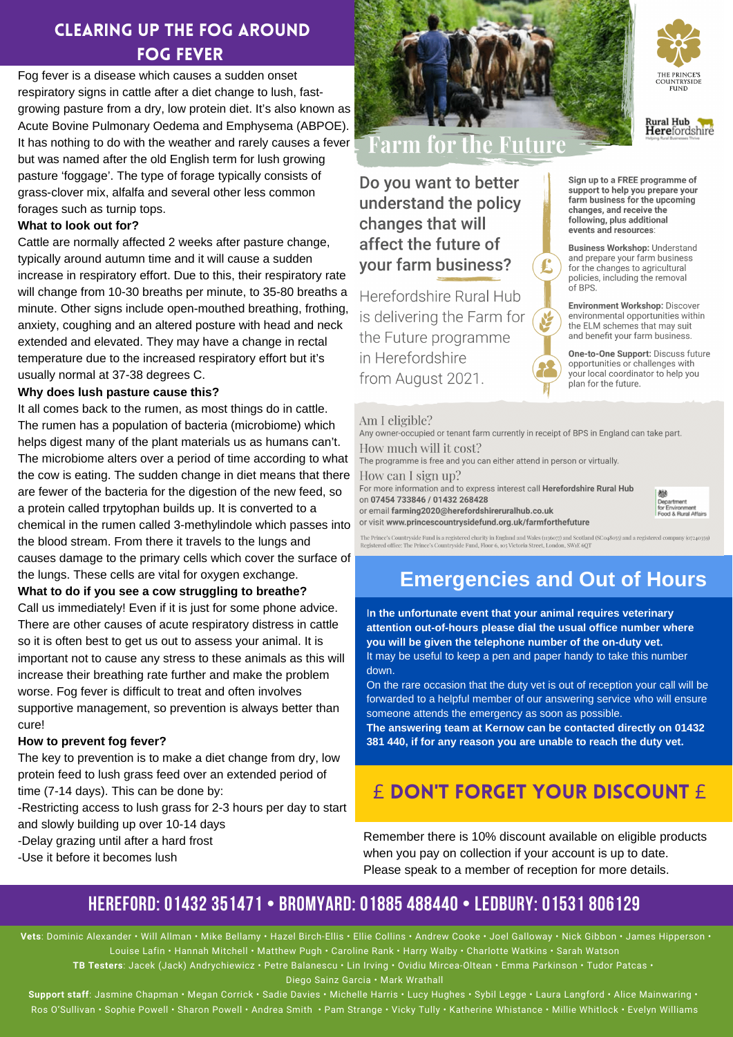## CLEARING UP THE FOG AROUND FOG FEVER

Fog fever is a disease which causes a sudden onset respiratory signs in cattle after a diet change to lush, fast-growing pasture from a dry, low protein diet. It's also known as Acute Bovine Pulmonary Oedema and Emphysema (ABPOE). It has nothing to do with the weather and rarely causes a fever but was named after the old English term for lush growing pasture 'foggage'. The type of forage typically consists of grass-clover mix, alfalfa and several other less common forages such as turnip tops.

**What to look out for?**

Cattle are normally affected 2 weeks after pasture change, typically around autumn time and it will cause a sudden increase in respiratory effort. Due to this, their respiratory rate will change from 10-30 breaths per minute, to 35-80 breaths a minute. Other signs include open-mouthed breathing, frothing, anxiety, coughing and an altered posture with head and neck extended and elevated. They may have a change in rectal temperature due to the increased respiratory effort but it's usually normal at 37-38 degrees C.

**Why does lush pasture cause this?**

It all comes back to the rumen, as most things do in cattle. The rumen has a population of bacteria (microbiome) which helps digest many of the plant materials us as humans can't. The microbiome alters over a period of time according to what the cow is eating. The sudden change in diet means that there are fewer of the bacteria for the digestion of the new feed, so a protein called trpytophan builds up. It is converted to a chemical in the rumen called 3-methylindole which passes into the blood stream. From there it travels to the lungs and causes damage to the primary cells which cover the surface of the lungs. These cells are vital for oxygen exchange.

**What to do if you see a cow struggling to breathe?**

Call us immediately! Even if it is just for some phone advice. There are other causes of acute respiratory distress in cattle so it is often best to get us out to assess your animal. It is important not to cause any stress to these animals as this will increase their breathing rate further and make the problem worse. Fog fever is difficult to treat and often involves supportive management, so prevention is always better than cure!

**How to prevent fog fever?**

The key to prevention is to make a diet change from dry, low protein feed to lush grass feed over an extended period of time (7-14 days). This can be done by:

- Restricting access to lush grass for 2-3 hours per day to start and slowly building up over 10-14 days
- Delay grazing until after a hard frost
- Use it before it becomes lush

## Farm for the Future

THE PRINCE'S COUNTRYSIDE FUND

Rural Hub Herefordshire — Helping Rural Businesses Thrive

### Do you want to better understand the policy changes that will affect the future of your farm business?

Herefordshire Rural Hub is delivering the Farm for the Future programme in Herefordshire from August 2021.

**Sign up to a FREE programme of support to help you prepare your farm business for the upcoming changes, and receive the following, plus additional events and resources:**

**Business Workshop:** Understand and prepare your farm business for the changes to agricultural policies, including the removal of BPS.

**Environment Workshop:** Discover environmental opportunities within the ELM schemes that may suit and benefit your farm business.

**One-to-One Support:** Discuss future opportunities or challenges with your local coordinator to help you plan for the future.

**Am I eligible?**
Any owner-occupied or tenant farm currently in receipt of BPS in England can take part.

**How much will it cost?**
The programme is free and you can either attend in person or virtually.

**How can I sign up?**
For more information and to express interest call **Herefordshire Rural Hub** on **07454 733846 / 01432 268428**
or email **farming2020@herefordshireruralhub.co.uk**
or visit **www.princescountrysidefund.org.uk/farmforthefuture**

Department for Environment Food & Rural Affairs

The Prince's Countryside Fund is a registered charity in England and Wales (1136077) and Scotland (SC048055) and a registered company (07240359) Registered office: The Prince's Countryside Fund, Floor 6, 103 Victoria Street, London, SW1E 6QT

## Emergencies and Out of Hours

**In the unfortunate event that your animal requires veterinary attention out-of-hours please dial the usual office number where you will be given the telephone number of the on-duty vet.**
It may be useful to keep a pen and paper handy to take this number down.

On the rare occasion that the duty vet is out of reception your call will be forwarded to a helpful member of our answering service who will ensure someone attends the emergency as soon as possible.

**The answering team at Kernow can be contacted directly on 01432 381 440, if for any reason you are unable to reach the duty vet.**

## £ DON'T FORGET YOUR DISCOUNT £

Remember there is 10% discount available on eligible products when you pay on collection if your account is up to date. Please speak to a member of reception for more details.

## HEREFORD: 01432 351471 • BROMYARD: 01885 488440 • LEDBURY: 01531 806129

**Vets**: Dominic Alexander • Will Allman • Mike Bellamy • Hazel Birch-Ellis • Ellie Collins • Andrew Cooke • Joel Galloway • Nick Gibbon • James Hipperson • Louise Lafin • Hannah Mitchell • Matthew Pugh • Caroline Rank • Harry Walby • Charlotte Watkins • Sarah Watson

**TB Testers**: Jacek (Jack) Andrychiewicz • Petre Balanescu • Lin Irving • Ovidiu Mircea-Oltean • Emma Parkinson • Tudor Patcas • Diego Sainz Garcia • Mark Wrathall

**Support staff**: Jasmine Chapman • Megan Corrick • Sadie Davies • Michelle Harris • Lucy Hughes • Sybil Legge • Laura Langford • Alice Mainwaring • Ros O'Sullivan • Sophie Powell • Sharon Powell • Andrea Smith • Pam Strange • Vicky Tully • Katherine Whistance • Millie Whitlock • Evelyn Williams